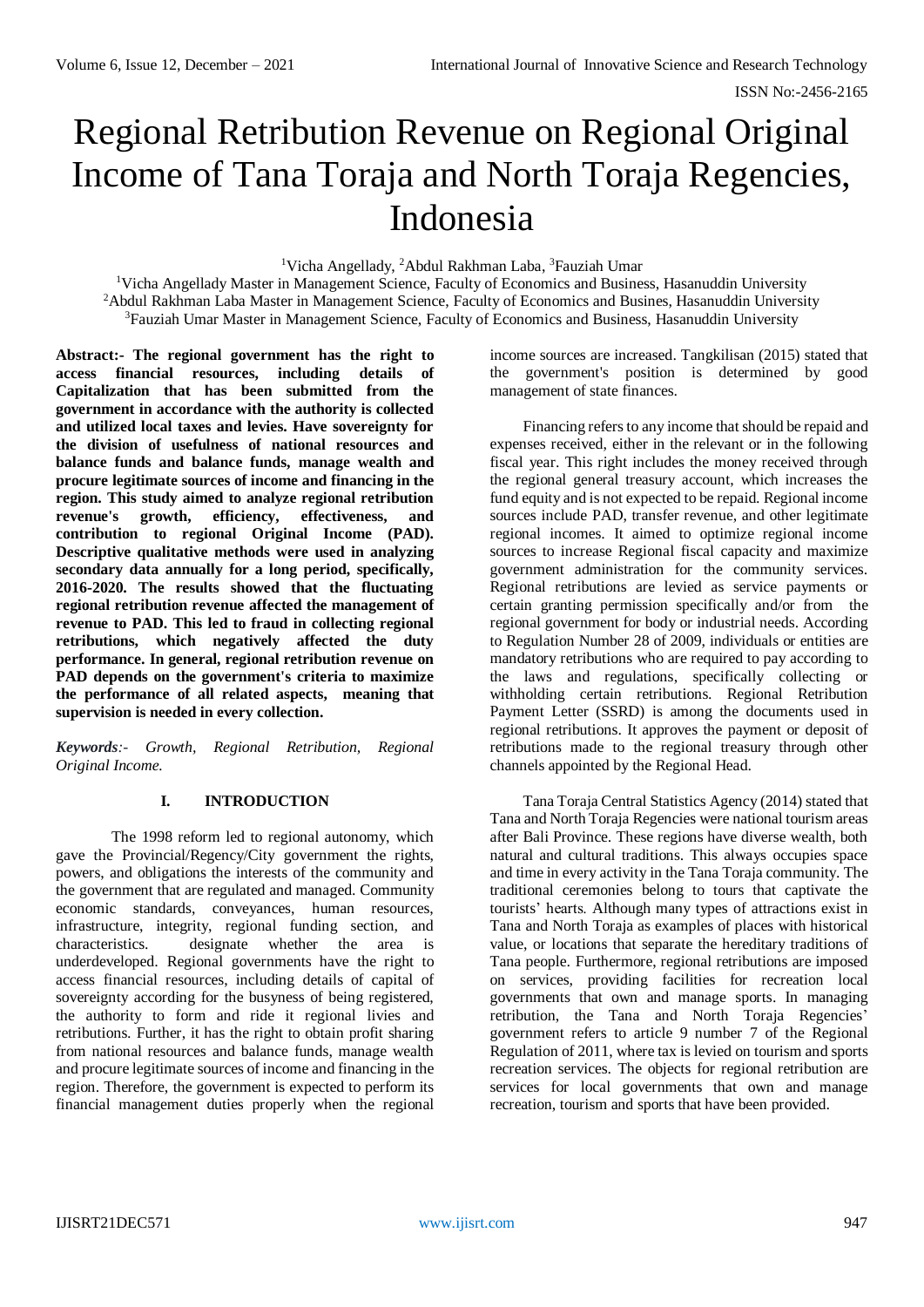# Regional Retribution Revenue on Regional Original Income of Tana Toraja and North Toraja Regencies, Indonesia

[1]Vicha Angellady, [2]Abdul Rakhman Laba, [3]Fauziah Umar

[1]Vicha Angellady Master in Management Science, Faculty of Economics and Business, Hasanuddin University
[2]Abdul Rakhman Laba Master in Management Science, Faculty of Economics and Busines, Hasanuddin University
[3]Fauziah Umar Master in Management Science, Faculty of Economics and Business, Hasanuddin University

**Abstract:- The regional government has the right to access financial resources, including details of Capitalization that has been submitted from the government in accordance with the authority is collected and utilized local taxes and levies. Have sovereignty for the division of usefulness of national resources and balance funds and balance funds, manage wealth and procure legitimate sources of income and financing in the region. This study aimed to analyze regional retribution revenue's growth, efficiency, effectiveness, and contribution to regional Original Income (PAD). Descriptive qualitative methods were used in analyzing secondary data annually for a long period, specifically, 2016-2020. The results showed that the fluctuating regional retribution revenue affected the management of revenue to PAD. This led to fraud in collecting regional retributions, which negatively affected the duty performance. In general, regional retribution revenue on PAD depends on the government's criteria to maximize the performance of all related aspects, meaning that supervision is needed in every collection.**

***Keywords**:- Growth, Regional Retribution, Regional Original Income.*

## I. INTRODUCTION

The 1998 reform led to regional autonomy, which gave the Provincial/Regency/City government the rights, powers, and obligations the interests of the community and the government that are regulated and managed. Community economic standards, conveyances, human resources, infrastructure, integrity, regional funding section, and characteristics. designate whether the area is underdeveloped. Regional governments have the right to access financial resources, including details of capital of sovereignty according for the busyness of being registered, the authority to form and ride it regional livies and retributions. Further, it has the right to obtain profit sharing from national resources and balance funds, manage wealth and procure legitimate sources of income and financing in the region. Therefore, the government is expected to perform its financial management duties properly when the regional income sources are increased. Tangkilisan (2015) stated that the government's position is determined by good management of state finances.

Financing refers to any income that should be repaid and expenses received, either in the relevant or in the following fiscal year. This right includes the money received through the regional general treasury account, which increases the fund equity and is not expected to be repaid. Regional income sources include PAD, transfer revenue, and other legitimate regional incomes. It aimed to optimize regional income sources to increase Regional fiscal capacity and maximize government administration for the community services. Regional retributions are levied as service payments or certain granting permission specifically and/or from the regional government for body or industrial needs. According to Regulation Number 28 of 2009, individuals or entities are mandatory retributions who are required to pay according to the laws and regulations, specifically collecting or withholding certain retributions. Regional Retribution Payment Letter (SSRD) is among the documents used in regional retributions. It approves the payment or deposit of retributions made to the regional treasury through other channels appointed by the Regional Head.

Tana Toraja Central Statistics Agency (2014) stated that Tana and North Toraja Regencies were national tourism areas after Bali Province. These regions have diverse wealth, both natural and cultural traditions. This always occupies space and time in every activity in the Tana Toraja community. The traditional ceremonies belong to tours that captivate the tourists' hearts. Although many types of attractions exist in Tana and North Toraja as examples of places with historical value, or locations that separate the hereditary traditions of Tana people. Furthermore, regional retributions are imposed on services, providing facilities for recreation local governments that own and manage sports. In managing retribution, the Tana and North Toraja Regencies' government refers to article 9 number 7 of the Regional Regulation of 2011, where tax is levied on tourism and sports recreation services. The objects for regional retribution are services for local governments that own and manage recreation, tourism and sports that have been provided.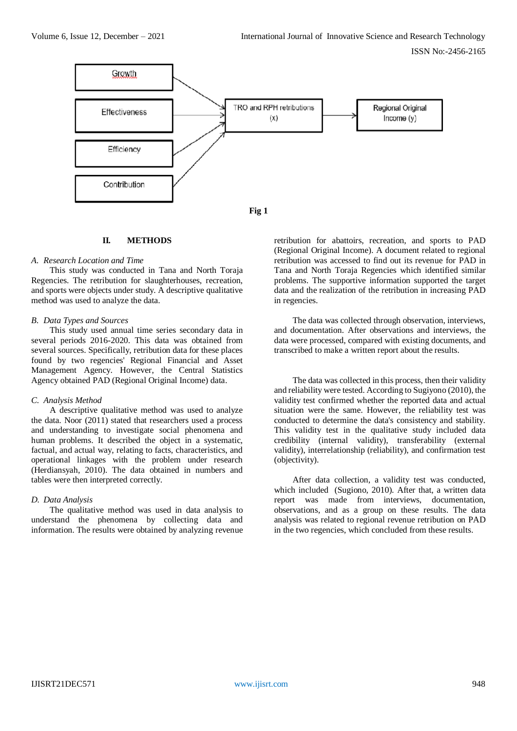Growth

Effectiveness

Efficiency

Contribution

TRO and RPH retributions (x)

Regional Original Income (y)

**Fig 1**

## II. METHODS

### *A. Research Location and Time*

This study was conducted in Tana and North Toraja Regencies. The retribution for slaughterhouses, recreation, and sports were objects under study. A descriptive qualitative method was used to analyze the data.

### *B. Data Types and Sources*

This study used annual time series secondary data in several periods 2016-2020. This data was obtained from several sources. Specifically, retribution data for these places found by two regencies' Regional Financial and Asset Management Agency. However, the Central Statistics Agency obtained PAD (Regional Original Income) data.

### *C. Analysis Method*

A descriptive qualitative method was used to analyze the data. Noor (2011) stated that researchers used a process and understanding to investigate social phenomena and human problems. It described the object in a systematic, factual, and actual way, relating to facts, characteristics, and operational linkages with the problem under research (Herdiansyah, 2010). The data obtained in numbers and tables were then interpreted correctly.

### *D. Data Analysis*

The qualitative method was used in data analysis to understand the phenomena by collecting data and information. The results were obtained by analyzing revenue retribution for abattoirs, recreation, and sports to PAD (Regional Original Income). A document related to regional retribution was accessed to find out its revenue for PAD in Tana and North Toraja Regencies which identified similar problems. The supportive information supported the target data and the realization of the retribution in increasing PAD in regencies.

The data was collected through observation, interviews, and documentation. After observations and interviews, the data were processed, compared with existing documents, and transcribed to make a written report about the results.

The data was collected in this process, then their validity and reliability were tested. According to Sugiyono (2010), the validity test confirmed whether the reported data and actual situation were the same. However, the reliability test was conducted to determine the data's consistency and stability. This validity test in the qualitative study included data credibility (internal validity), transferability (external validity), interrelationship (reliability), and confirmation test (objectivity).

After data collection, a validity test was conducted, which included (Sugiono, 2010). After that, a written data report was made from interviews, documentation, observations, and as a group on these results. The data analysis was related to regional revenue retribution on PAD in the two regencies, which concluded from these results.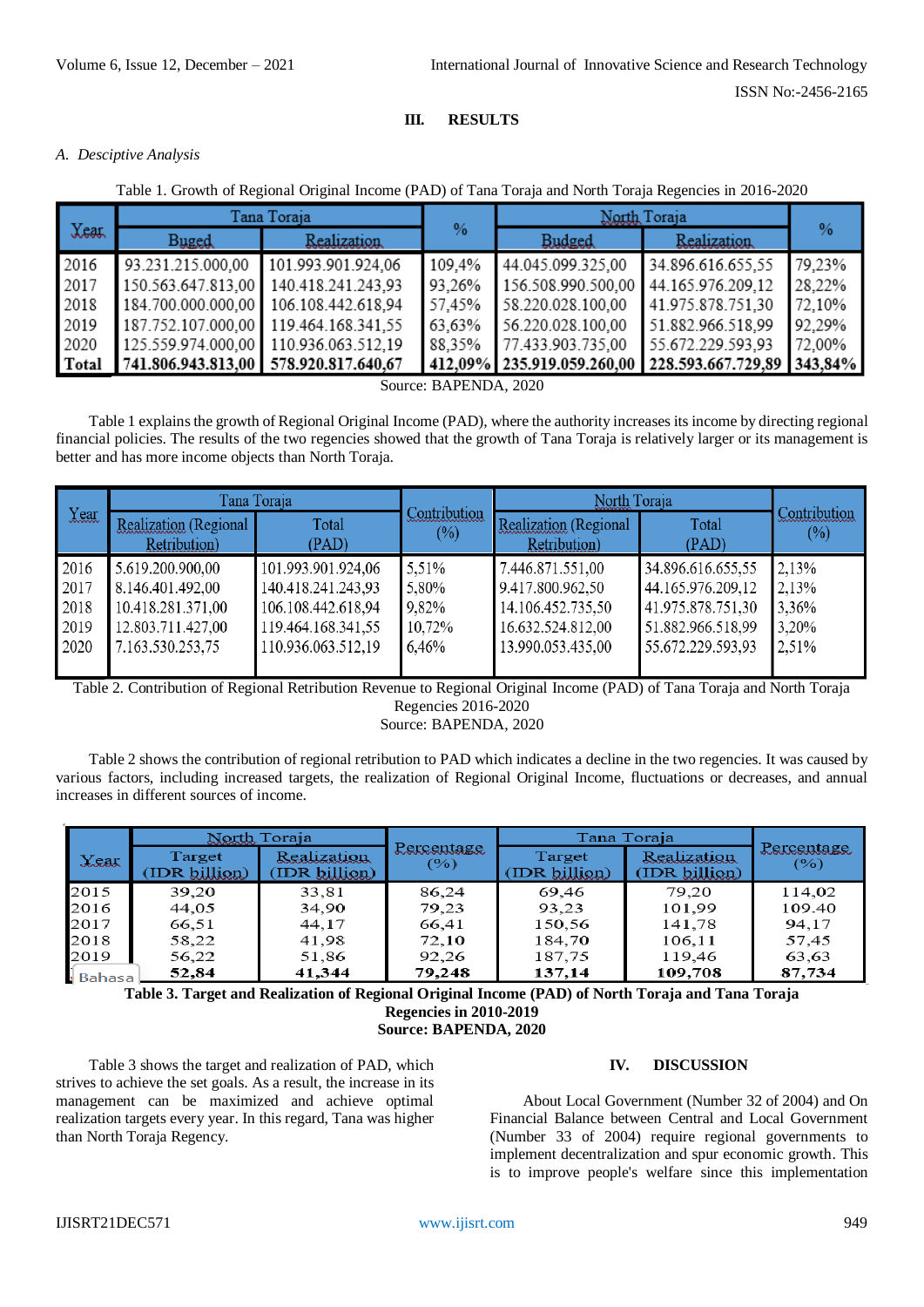## III. RESULTS

### A. Descriptive Analysis

Table 1. Growth of Regional Original Income (PAD) of Tana Toraja and North Toraja Regencies in 2016-2020

| Year | Tana Toraja | | % | North Toraja | | % |
|---|---|---|---|---|---|---|
| | Buged | Realization | | Budged | Realization | |
| 2016 | 93.231.215.000,00 | 101.993.901.924,06 | 109,4% | 44.045.099.325,00 | 34.896.616.655,55 | 79,23% |
| 2017 | 150.563.647.813,00 | 140.418.241.243,93 | 93,26% | 156.508.990.500,00 | 44.165.976.209,12 | 28,22% |
| 2018 | 184.700.000.000,00 | 106.108.442.618,94 | 57,45% | 58.220.028.100,00 | 41.975.878.751,30 | 72,10% |
| 2019 | 187.752.107.000,00 | 119.464.168.341,55 | 63,63% | 56.220.028.100,00 | 51.882.966.518,99 | 92,29% |
| 2020 | 125.559.974.000,00 | 110.936.063.512,19 | 88,35% | 77.433.903.735,00 | 55.672.229.593,93 | 72,00% |
| **Total** | **741.806.943.813,00** | **578.920.817.640,67** | **412,09%** | **235.919.059.260,00** | **228.593.667.729,89** | **343,84%** |

Source: BAPENDA, 2020

Table 1 explains the growth of Regional Original Income (PAD), where the authority increases its income by directing regional financial policies. The results of the two regencies showed that the growth of Tana Toraja is relatively larger or its management is better and has more income objects than North Toraja.

| Year | Tana Toraja | | Contribution (%) | North Toraja | | Contribution (%) |
|---|---|---|---|---|---|---|
| | Realization (Regional Retribution) | Total (PAD) | | Realization (Regional Retribution) | Total (PAD) | |
| 2016 | 5.619.200.900,00 | 101.993.901.924,06 | 5,51% | 7.446.871.551,00 | 34.896.616.655,55 | 2,13% |
| 2017 | 8.146.401.492,00 | 140.418.241.243,93 | 5,80% | 9.417.800.962,50 | 44.165.976.209,12 | 2,13% |
| 2018 | 10.418.281.371,00 | 106.108.442.618,94 | 9,82% | 14.106.452.735,50 | 41.975.878.751,30 | 3,36% |
| 2019 | 12.803.711.427,00 | 119.464.168.341,55 | 10,72% | 16.632.524.812,00 | 51.882.966.518,99 | 3,20% |
| 2020 | 7.163.530.253,75 | 110.936.063.512,19 | 6,46% | 13.990.053.435,00 | 55.672.229.593,93 | 2,51% |

Table 2. Contribution of Regional Retribution Revenue to Regional Original Income (PAD) of Tana Toraja and North Toraja Regencies 2016-2020

Source: BAPENDA, 2020

Table 2 shows the contribution of regional retribution to PAD which indicates a decline in the two regencies. It was caused by various factors, including increased targets, the realization of Regional Original Income, fluctuations or decreases, and annual increases in different sources of income.

| Year | North Toraja | | Percentage (%) | Tana Toraja | | Percentage (%) |
|---|---|---|---|---|---|---|
| | Target (IDR billion) | Realization (IDR billion) | | Target (IDR billion) | Realization (IDR billion) | |
| 2015 | 39,20 | 33,81 | 86,24 | 69,46 | 79,20 | 114,02 |
| 2016 | 44,05 | 34,90 | 79,23 | 93,23 | 101,99 | 109.40 |
| 2017 | 66,51 | 44,17 | 66,41 | 150,56 | 141,78 | 94,17 |
| 2018 | 58,22 | 41,98 | 72,10 | 184,70 | 106,11 | 57,45 |
| 2019 | 56,22 | 51,86 | 92,26 | 187,75 | 119,46 | 63,63 |
| Bahasa | **52,84** | **41,344** | **79,248** | **137,14** | **109,708** | **87,734** |

**Table 3. Target and Realization of Regional Original Income (PAD) of North Toraja and Tana Toraja Regencies in 2010-2019**

**Source: BAPENDA, 2020**

Table 3 shows the target and realization of PAD, which strives to achieve the set goals. As a result, the increase in its management can be maximized and achieve optimal realization targets every year. In this regard, Tana was higher than North Toraja Regency.

## IV. DISCUSSION

About Local Government (Number 32 of 2004) and On Financial Balance between Central and Local Government (Number 33 of 2004) require regional governments to implement decentralization and spur economic growth. This is to improve people's welfare since this implementation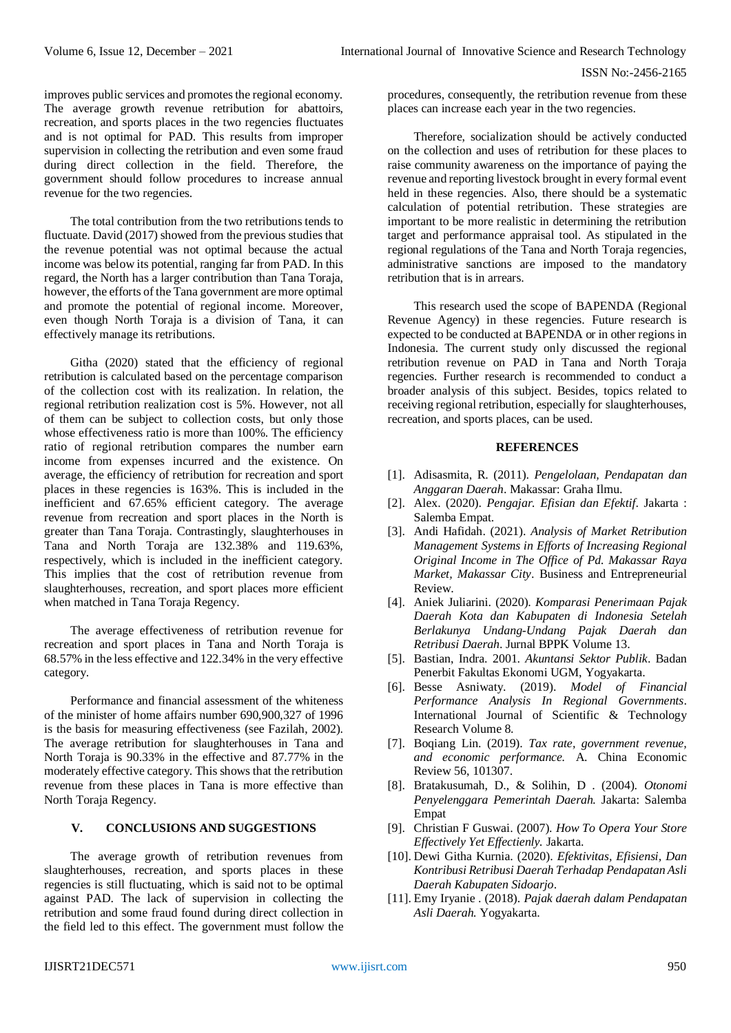improves public services and promotes the regional economy. The average growth revenue retribution for abattoirs, recreation, and sports places in the two regencies fluctuates and is not optimal for PAD. This results from improper supervision in collecting the retribution and even some fraud during direct collection in the field. Therefore, the government should follow procedures to increase annual revenue for the two regencies.

The total contribution from the two retributions tends to fluctuate. David (2017) showed from the previous studies that the revenue potential was not optimal because the actual income was below its potential, ranging far from PAD. In this regard, the North has a larger contribution than Tana Toraja, however, the efforts of the Tana government are more optimal and promote the potential of regional income. Moreover, even though North Toraja is a division of Tana, it can effectively manage its retributions.

Githa (2020) stated that the efficiency of regional retribution is calculated based on the percentage comparison of the collection cost with its realization. In relation, the regional retribution realization cost is 5%. However, not all of them can be subject to collection costs, but only those whose effectiveness ratio is more than 100%. The efficiency ratio of regional retribution compares the number earn income from expenses incurred and the existence. On average, the efficiency of retribution for recreation and sport places in these regencies is 163%. This is included in the inefficient and 67.65% efficient category. The average revenue from recreation and sport places in the North is greater than Tana Toraja. Contrastingly, slaughterhouses in Tana and North Toraja are 132.38% and 119.63%, respectively, which is included in the inefficient category. This implies that the cost of retribution revenue from slaughterhouses, recreation, and sport places more efficient when matched in Tana Toraja Regency.

The average effectiveness of retribution revenue for recreation and sport places in Tana and North Toraja is 68.57% in the less effective and 122.34% in the very effective category.

Performance and financial assessment of the whiteness of the minister of home affairs number 690,900,327 of 1996 is the basis for measuring effectiveness (see Fazilah, 2002). The average retribution for slaughterhouses in Tana and North Toraja is 90.33% in the effective and 87.77% in the moderately effective category. This shows that the retribution revenue from these places in Tana is more effective than North Toraja Regency.

## V. CONCLUSIONS AND SUGGESTIONS

The average growth of retribution revenues from slaughterhouses, recreation, and sports places in these regencies is still fluctuating, which is said not to be optimal against PAD. The lack of supervision in collecting the retribution and some fraud found during direct collection in the field led to this effect. The government must follow the procedures, consequently, the retribution revenue from these places can increase each year in the two regencies.

Therefore, socialization should be actively conducted on the collection and uses of retribution for these places to raise community awareness on the importance of paying the revenue and reporting livestock brought in every formal event held in these regencies. Also, there should be a systematic calculation of potential retribution. These strategies are important to be more realistic in determining the retribution target and performance appraisal tool. As stipulated in the regional regulations of the Tana and North Toraja regencies, administrative sanctions are imposed to the mandatory retribution that is in arrears.

This research used the scope of BAPENDA (Regional Revenue Agency) in these regencies. Future research is expected to be conducted at BAPENDA or in other regions in Indonesia. The current study only discussed the regional retribution revenue on PAD in Tana and North Toraja regencies. Further research is recommended to conduct a broader analysis of this subject. Besides, topics related to receiving regional retribution, especially for slaughterhouses, recreation, and sports places, can be used.

## REFERENCES

[1]. Adisasmita, R. (2011). *Pengelolaan, Pendapatan dan Anggaran Daerah*. Makassar: Graha Ilmu.

[2]. Alex. (2020). *Pengajar. Efisian dan Efektif*. Jakarta : Salemba Empat.

[3]. Andi Hafidah. (2021). *Analysis of Market Retribution Management Systems in Efforts of Increasing Regional Original Income in The Office of Pd. Makassar Raya Market, Makassar City*. Business and Entrepreneurial Review.

[4]. Aniek Juliarini. (2020). *Komparasi Penerimaan Pajak Daerah Kota dan Kabupaten di Indonesia Setelah Berlakunya Undang-Undang Pajak Daerah dan Retribusi Daerah*. Jurnal BPPK Volume 13.

[5]. Bastian, Indra. 2001. *Akuntansi Sektor Publik*. Badan Penerbit Fakultas Ekonomi UGM, Yogyakarta.

[6]. Besse Asniwaty. (2019). *Model of Financial Performance Analysis In Regional Governments*. International Journal of Scientific & Technology Research Volume 8.

[7]. Boqiang Lin. (2019). *Tax rate, government revenue, and economic performance.* A. China Economic Review 56, 101307.

[8]. Bratakusumah, D., & Solihin, D . (2004). *Otonomi Penyelenggara Pemerintah Daerah.* Jakarta: Salemba Empat

[9]. Christian F Guswai. (2007). *How To Opera Your Store Effectively Yet Effectienly.* Jakarta.

[10]. Dewi Githa Kurnia. (2020). *Efektivitas, Efisiensi, Dan Kontribusi Retribusi Daerah Terhadap Pendapatan Asli Daerah Kabupaten Sidoarjo*.

[11]. Emy Iryanie . (2018). *Pajak daerah dalam Pendapatan Asli Daerah.* Yogyakarta.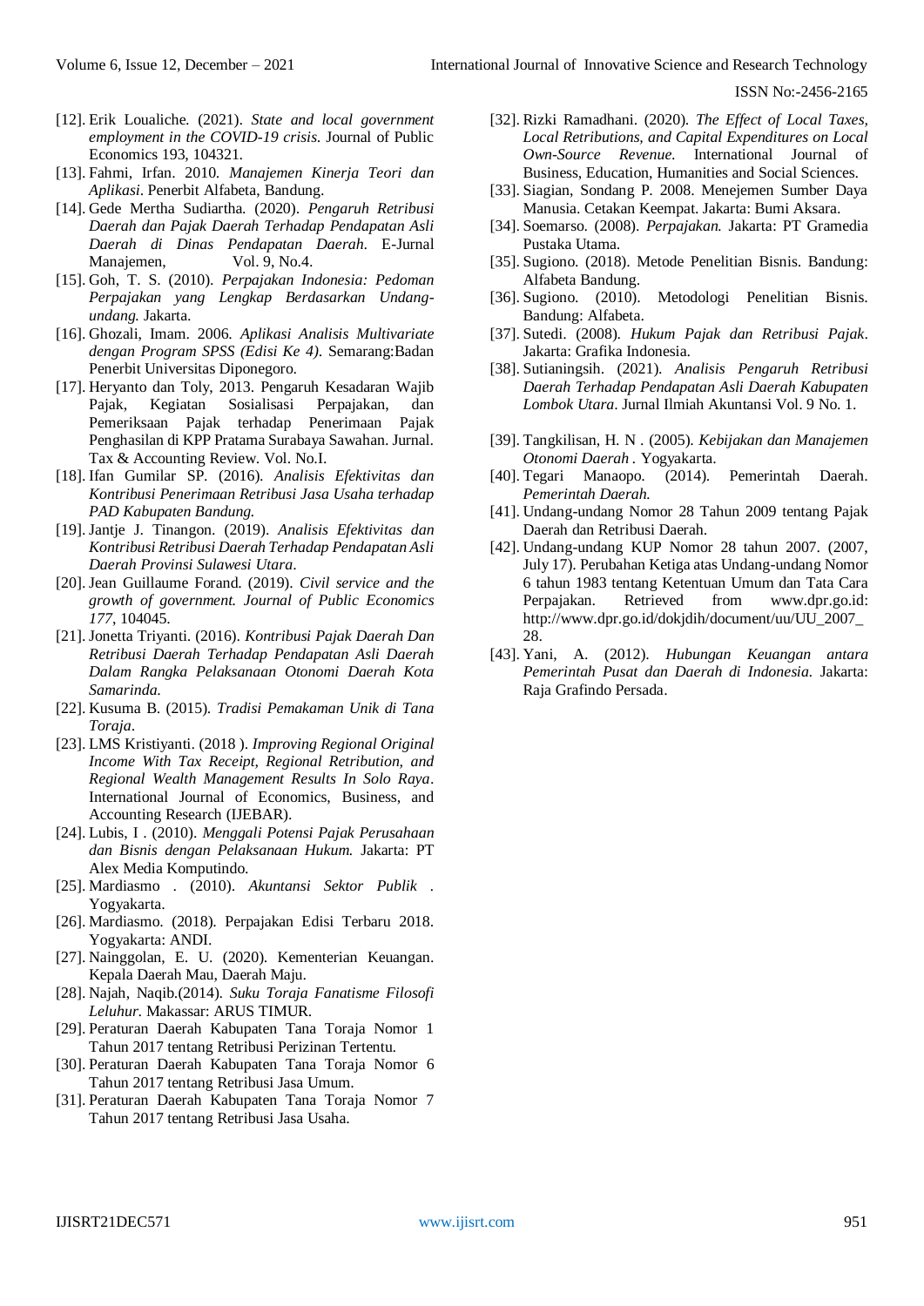[12]. Erik Loualiche. (2021). *State and local government employment in the COVID-19 crisis.* Journal of Public Economics 193, 104321.

[13]. Fahmi, Irfan. 2010. *Manajemen Kinerja Teori dan Aplikasi*. Penerbit Alfabeta, Bandung.

[14]. Gede Mertha Sudiartha. (2020). *Pengaruh Retribusi Daerah dan Pajak Daerah Terhadap Pendapatan Asli Daerah di Dinas Pendapatan Daerah.* E-Jurnal Manajemen, Vol. 9, No.4.

[15]. Goh, T. S. (2010). *Perpajakan Indonesia: Pedoman Perpajakan yang Lengkap Berdasarkan Undang-undang.* Jakarta.

[16]. Ghozali, Imam. 2006. *Aplikasi Analisis Multivariate dengan Program SPSS (Edisi Ke 4)*. Semarang:Badan Penerbit Universitas Diponegoro.

[17]. Heryanto dan Toly, 2013. Pengaruh Kesadaran Wajib Pajak, Kegiatan Sosialisasi Perpajakan, dan Pemeriksaan Pajak terhadap Penerimaan Pajak Penghasilan di KPP Pratama Surabaya Sawahan. Jurnal. Tax & Accounting Review. Vol. No.I.

[18]. Ifan Gumilar SP. (2016). *Analisis Efektivitas dan Kontribusi Penerimaan Retribusi Jasa Usaha terhadap PAD Kabupaten Bandung.*

[19]. Jantje J. Tinangon. (2019). *Analisis Efektivitas dan Kontribusi Retribusi Daerah Terhadap Pendapatan Asli Daerah Provinsi Sulawesi Utara*.

[20]. Jean Guillaume Forand. (2019). *Civil service and the growth of government. Journal of Public Economics 177*, 104045.

[21]. Jonetta Triyanti. (2016). *Kontribusi Pajak Daerah Dan Retribusi Daerah Terhadap Pendapatan Asli Daerah Dalam Rangka Pelaksanaan Otonomi Daerah Kota Samarinda.*

[22]. Kusuma B. (2015). *Tradisi Pemakaman Unik di Tana Toraja*.

[23]. LMS Kristiyanti. (2018 ). *Improving Regional Original Income With Tax Receipt, Regional Retribution, and Regional Wealth Management Results In Solo Raya*. International Journal of Economics, Business, and Accounting Research (IJEBAR).

[24]. Lubis, I . (2010). *Menggali Potensi Pajak Perusahaan dan Bisnis dengan Pelaksanaan Hukum.* Jakarta: PT Alex Media Komputindo.

[25]. Mardiasmo . (2010). *Akuntansi Sektor Publik* . Yogyakarta.

[26]. Mardiasmo. (2018). Perpajakan Edisi Terbaru 2018. Yogyakarta: ANDI.

[27]. Nainggolan, E. U. (2020). Kementerian Keuangan. Kepala Daerah Mau, Daerah Maju.

[28]. Najah, Naqib.(2014). *Suku Toraja Fanatisme Filosofi Leluhur.* Makassar: ARUS TIMUR.

[29]. Peraturan Daerah Kabupaten Tana Toraja Nomor 1 Tahun 2017 tentang Retribusi Perizinan Tertentu.

[30]. Peraturan Daerah Kabupaten Tana Toraja Nomor 6 Tahun 2017 tentang Retribusi Jasa Umum.

[31]. Peraturan Daerah Kabupaten Tana Toraja Nomor 7 Tahun 2017 tentang Retribusi Jasa Usaha.

[32]. Rizki Ramadhani. (2020). *The Effect of Local Taxes, Local Retributions, and Capital Expenditures on Local Own-Source Revenue.* International Journal of Business, Education, Humanities and Social Sciences.

[33]. Siagian, Sondang P. 2008. Menejemen Sumber Daya Manusia. Cetakan Keempat. Jakarta: Bumi Aksara.

[34]. Soemarso. (2008). *Perpajakan.* Jakarta: PT Gramedia Pustaka Utama.

[35]. Sugiono. (2018). Metode Penelitian Bisnis. Bandung: Alfabeta Bandung.

[36]. Sugiono. (2010). Metodologi Penelitian Bisnis. Bandung: Alfabeta.

[37]. Sutedi. (2008). *Hukum Pajak dan Retribusi Pajak*. Jakarta: Grafika Indonesia.

[38]. Sutianingsih. (2021). *Analisis Pengaruh Retribusi Daerah Terhadap Pendapatan Asli Daerah Kabupaten Lombok Utara*. Jurnal Ilmiah Akuntansi Vol. 9 No. 1.

[39]. Tangkilisan, H. N . (2005). *Kebijakan dan Manajemen Otonomi Daerah* . Yogyakarta.

[40]. Tegari Manaopo. (2014). Pemerintah Daerah. *Pemerintah Daerah.*

[41]. Undang-undang Nomor 28 Tahun 2009 tentang Pajak Daerah dan Retribusi Daerah.

[42]. Undang-undang KUP Nomor 28 tahun 2007. (2007, July 17). Perubahan Ketiga atas Undang-undang Nomor 6 tahun 1983 tentang Ketentuan Umum dan Tata Cara Perpajakan. Retrieved from www.dpr.go.id: http://www.dpr.go.id/dokjdih/document/uu/UU_2007_28.

[43]. Yani, A. (2012). *Hubungan Keuangan antara Pemerintah Pusat dan Daerah di Indonesia.* Jakarta: Raja Grafindo Persada.